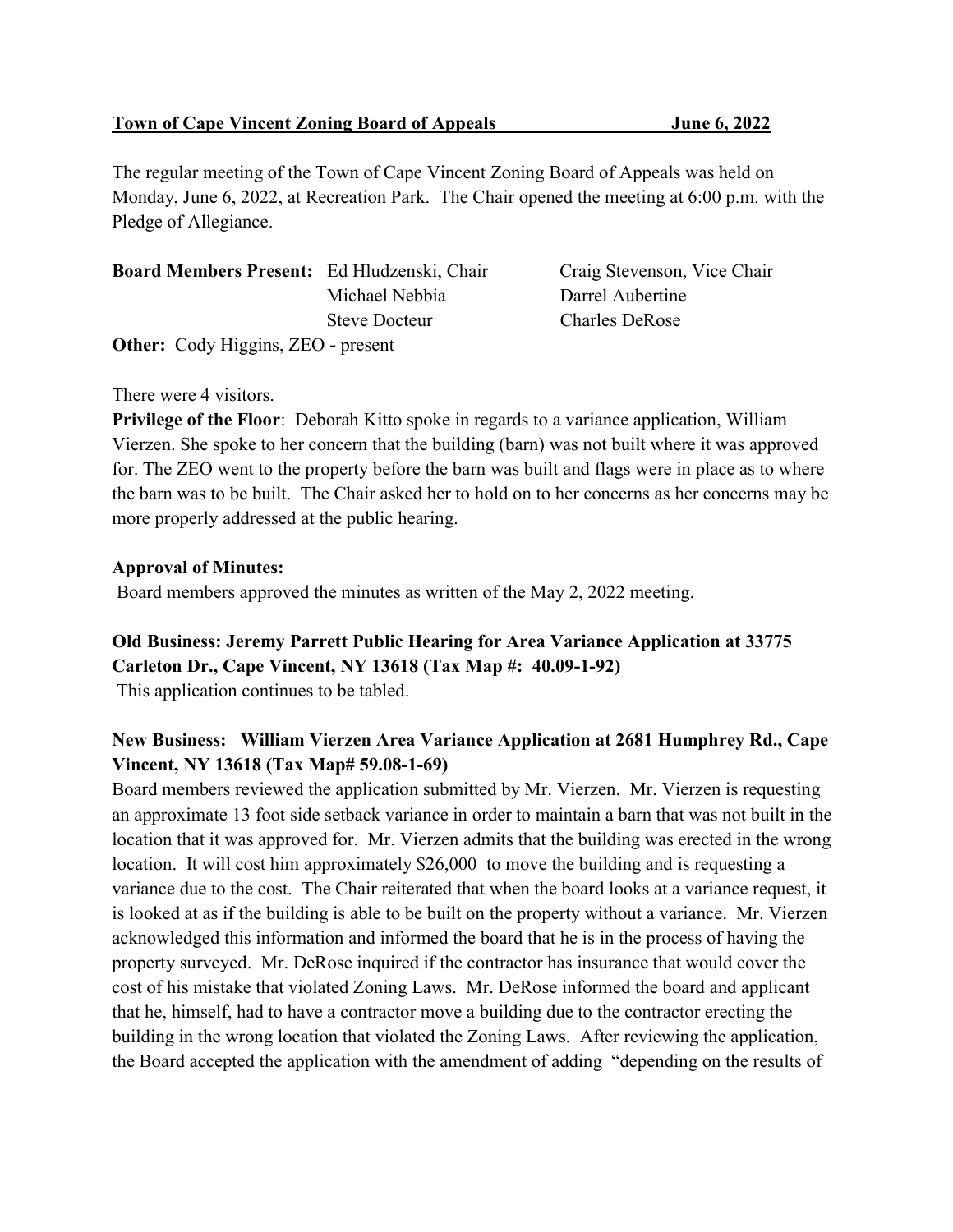**Town of Cape Vincent Zoning Board of Appeals June 6, 2022**

The regular meeting of the Town of Cape Vincent Zoning Board of Appeals was held on Monday, June 6, 2022, at Recreation Park. The Chair opened the meeting at 6:00 p.m. with the Pledge of Allegiance.

**Board Members Present:** Ed Hludzenski, Chair; Craig Stevenson, Vice Chair; Michael Nebbia; Darrel Aubertine; Steve Docteur; Charles DeRose

**Other:** Cody Higgins, ZEO **-** present

There were 4 visitors.

**Privilege of the Floor**: Deborah Kitto spoke in regards to a variance application, William Vierzen. She spoke to her concern that the building (barn) was not built where it was approved for. The ZEO went to the property before the barn was built and flags were in place as to where the barn was to be built. The Chair asked her to hold on to her concerns as her concerns may be more properly addressed at the public hearing.

**Approval of Minutes:**

Board members approved the minutes as written of the May 2, 2022 meeting.

**Old Business: Jeremy Parrett Public Hearing for Area Variance Application at 33775 Carleton Dr., Cape Vincent, NY 13618 (Tax Map #: 40.09-1-92)**

This application continues to be tabled.

**New Business: William Vierzen Area Variance Application at 2681 Humphrey Rd., Cape Vincent, NY 13618 (Tax Map# 59.08-1-69)**

Board members reviewed the application submitted by Mr. Vierzen. Mr. Vierzen is requesting an approximate 13 foot side setback variance in order to maintain a barn that was not built in the location that it was approved for. Mr. Vierzen admits that the building was erected in the wrong location. It will cost him approximately $26,000 to move the building and is requesting a variance due to the cost. The Chair reiterated that when the board looks at a variance request, it is looked at as if the building is able to be built on the property without a variance. Mr. Vierzen acknowledged this information and informed the board that he is in the process of having the property surveyed. Mr. DeRose inquired if the contractor has insurance that would cover the cost of his mistake that violated Zoning Laws. Mr. DeRose informed the board and applicant that he, himself, had to have a contractor move a building due to the contractor erecting the building in the wrong location that violated the Zoning Laws. After reviewing the application, the Board accepted the application with the amendment of adding "depending on the results of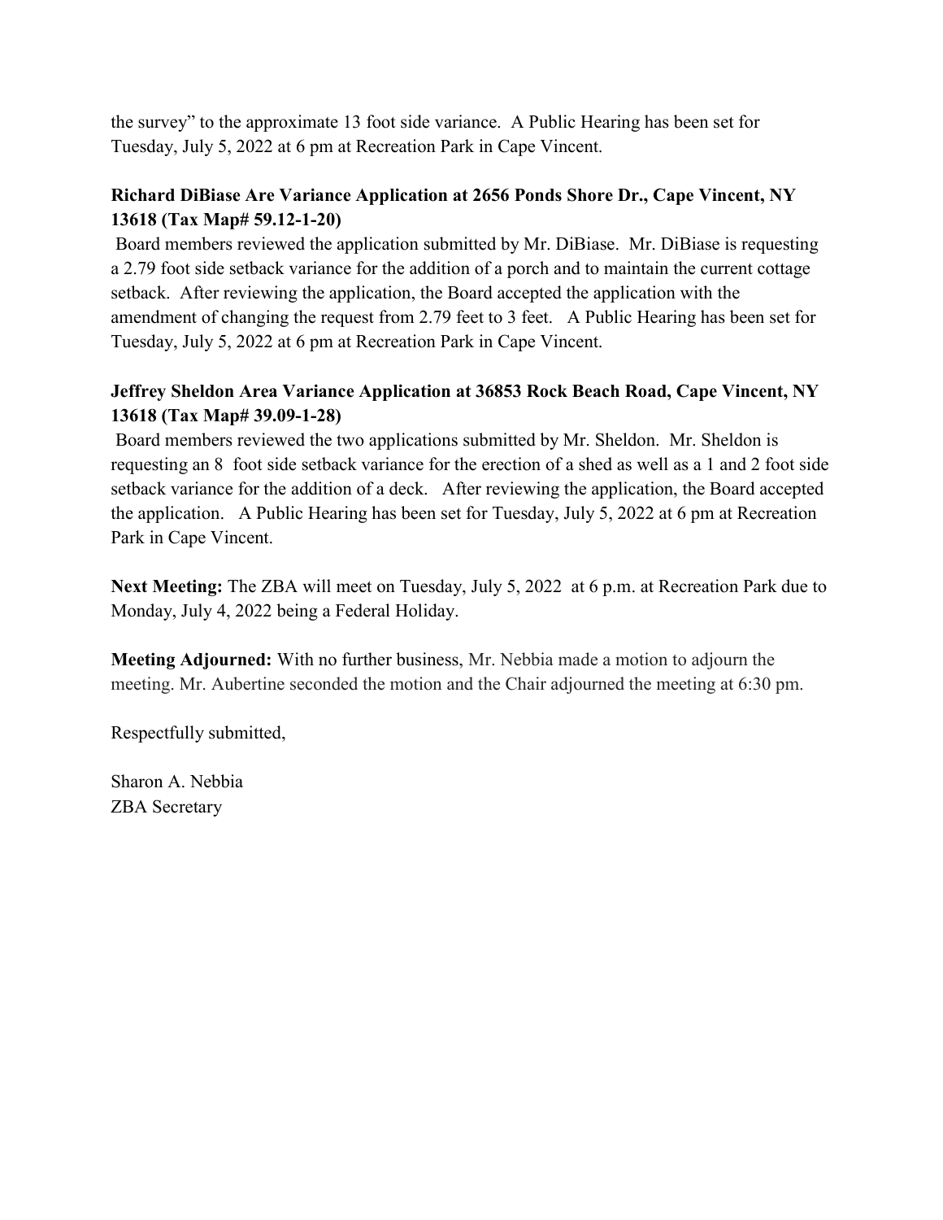the survey" to the approximate 13 foot side variance. A Public Hearing has been set for Tuesday, July 5, 2022 at 6 pm at Recreation Park in Cape Vincent.

**Richard DiBiase Are Variance Application at 2656 Ponds Shore Dr., Cape Vincent, NY 13618 (Tax Map# 59.12-1-20)**

Board members reviewed the application submitted by Mr. DiBiase. Mr. DiBiase is requesting a 2.79 foot side setback variance for the addition of a porch and to maintain the current cottage setback. After reviewing the application, the Board accepted the application with the amendment of changing the request from 2.79 feet to 3 feet. A Public Hearing has been set for Tuesday, July 5, 2022 at 6 pm at Recreation Park in Cape Vincent.

**Jeffrey Sheldon Area Variance Application at 36853 Rock Beach Road, Cape Vincent, NY 13618 (Tax Map# 39.09-1-28)**

Board members reviewed the two applications submitted by Mr. Sheldon. Mr. Sheldon is requesting an 8 foot side setback variance for the erection of a shed as well as a 1 and 2 foot side setback variance for the addition of a deck. After reviewing the application, the Board accepted the application. A Public Hearing has been set for Tuesday, July 5, 2022 at 6 pm at Recreation Park in Cape Vincent.

**Next Meeting:** The ZBA will meet on Tuesday, July 5, 2022 at 6 p.m. at Recreation Park due to Monday, July 4, 2022 being a Federal Holiday.

**Meeting Adjourned:** With no further business, Mr. Nebbia made a motion to adjourn the meeting. Mr. Aubertine seconded the motion and the Chair adjourned the meeting at 6:30 pm.

Respectfully submitted,

Sharon A. Nebbia
ZBA Secretary